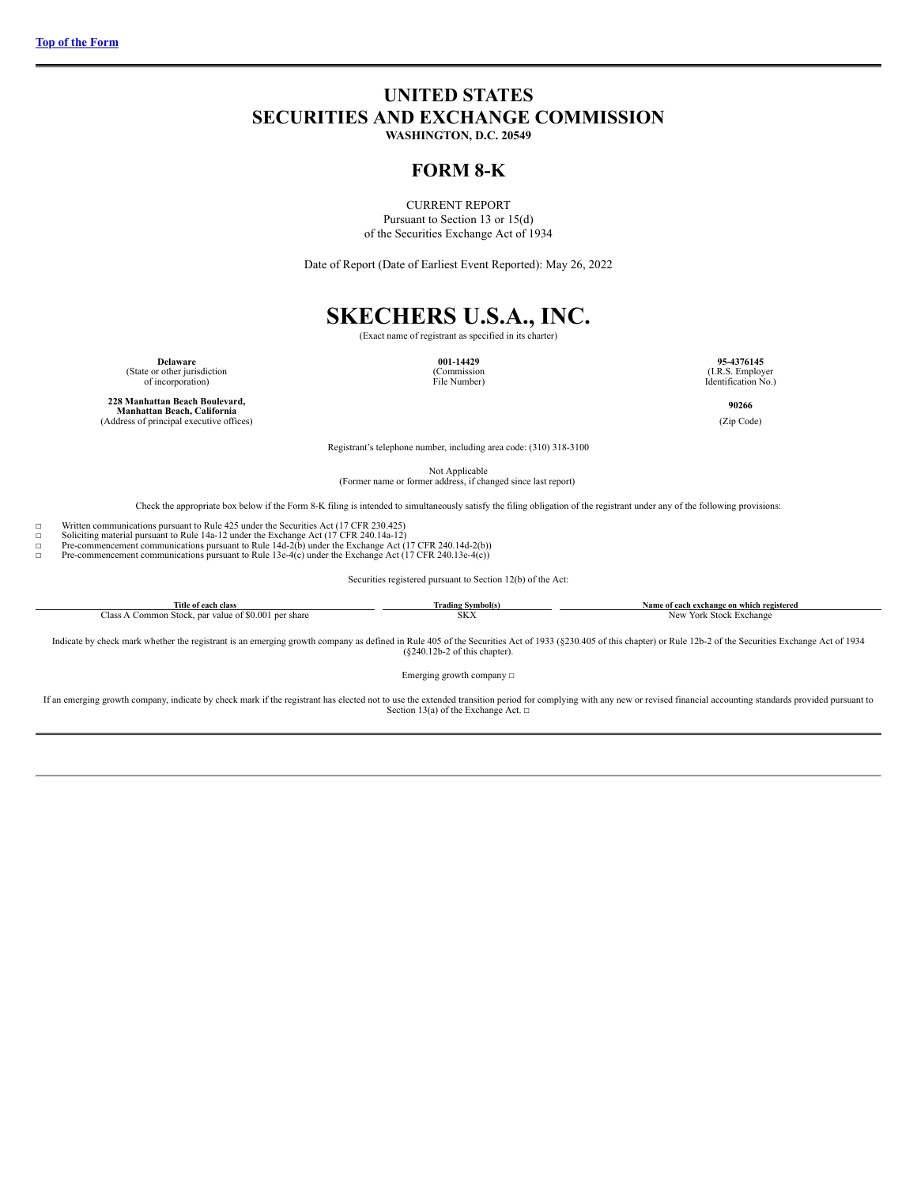[Top of the Form]

# UNITED STATES
# SECURITIES AND EXCHANGE COMMISSION
**WASHINGTON, D.C. 20549**

## FORM 8-K

CURRENT REPORT
Pursuant to Section 13 or 15(d)
of the Securities Exchange Act of 1934

Date of Report (Date of Earliest Event Reported): May 26, 2022

# SKECHERS U.S.A., INC.
(Exact name of registrant as specified in its charter)

| **Delaware** | **001-14429** | **95-4376145** |
|---|---|---|
| (State or other jurisdiction of incorporation) | (Commission File Number) | (I.R.S. Employer Identification No.) |
| **228 Manhattan Beach Boulevard, Manhattan Beach, California** | | **90266** |
| (Address of principal executive offices) | | (Zip Code) |

Registrant's telephone number, including area code: (310) 318-3100

Not Applicable
(Former name or former address, if changed since last report)

Check the appropriate box below if the Form 8-K filing is intended to simultaneously satisfy the filing obligation of the registrant under any of the following provisions:

□ Written communications pursuant to Rule 425 under the Securities Act (17 CFR 230.425)
□ Soliciting material pursuant to Rule 14a-12 under the Exchange Act (17 CFR 240.14a-12)
□ Pre-commencement communications pursuant to Rule 14d-2(b) under the Exchange Act (17 CFR 240.14d-2(b))
□ Pre-commencement communications pursuant to Rule 13e-4(c) under the Exchange Act (17 CFR 240.13e-4(c))

Securities registered pursuant to Section 12(b) of the Act:

| Title of each class | Trading Symbol(s) | Name of each exchange on which registered |
|---|---|---|
| Class A Common Stock, par value of $0.001 per share | SKX | New York Stock Exchange |

Indicate by check mark whether the registrant is an emerging growth company as defined in Rule 405 of the Securities Act of 1933 (§230.405 of this chapter) or Rule 12b-2 of the Securities Exchange Act of 1934 (§240.12b-2 of this chapter).

Emerging growth company □

If an emerging growth company, indicate by check mark if the registrant has elected not to use the extended transition period for complying with any new or revised financial accounting standards provided pursuant to Section 13(a) of the Exchange Act. □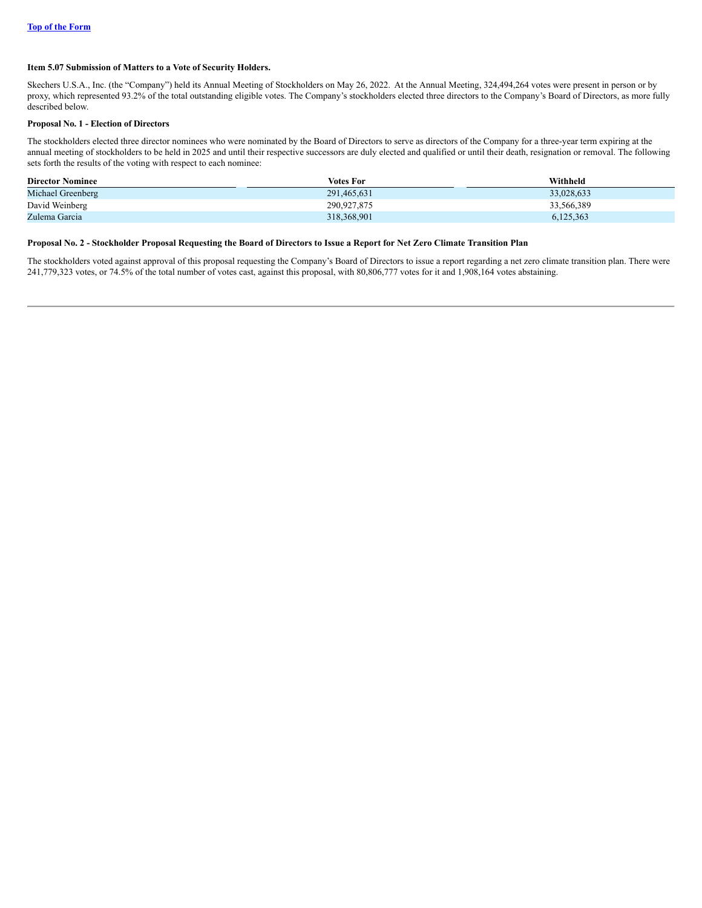[Top of the Form](#)

**Item 5.07 Submission of Matters to a Vote of Security Holders.**

Skechers U.S.A., Inc. (the "Company") held its Annual Meeting of Stockholders on May 26, 2022. At the Annual Meeting, 324,494,264 votes were present in person or by proxy, which represented 93.2% of the total outstanding eligible votes. The Company's stockholders elected three directors to the Company's Board of Directors, as more fully described below.

**Proposal No. 1 - Election of Directors**

The stockholders elected three director nominees who were nominated by the Board of Directors to serve as directors of the Company for a three-year term expiring at the annual meeting of stockholders to be held in 2025 and until their respective successors are duly elected and qualified or until their death, resignation or removal. The following sets forth the results of the voting with respect to each nominee:

| Director Nominee | Votes For | Withheld |
|---|---|---|
| Michael Greenberg | 291,465,631 | 33,028,633 |
| David Weinberg | 290,927,875 | 33,566,389 |
| Zulema Garcia | 318,368,901 | 6,125,363 |

**Proposal No. 2 - Stockholder Proposal Requesting the Board of Directors to Issue a Report for Net Zero Climate Transition Plan**

The stockholders voted against approval of this proposal requesting the Company's Board of Directors to issue a report regarding a net zero climate transition plan. There were 241,779,323 votes, or 74.5% of the total number of votes cast, against this proposal, with 80,806,777 votes for it and 1,908,164 votes abstaining.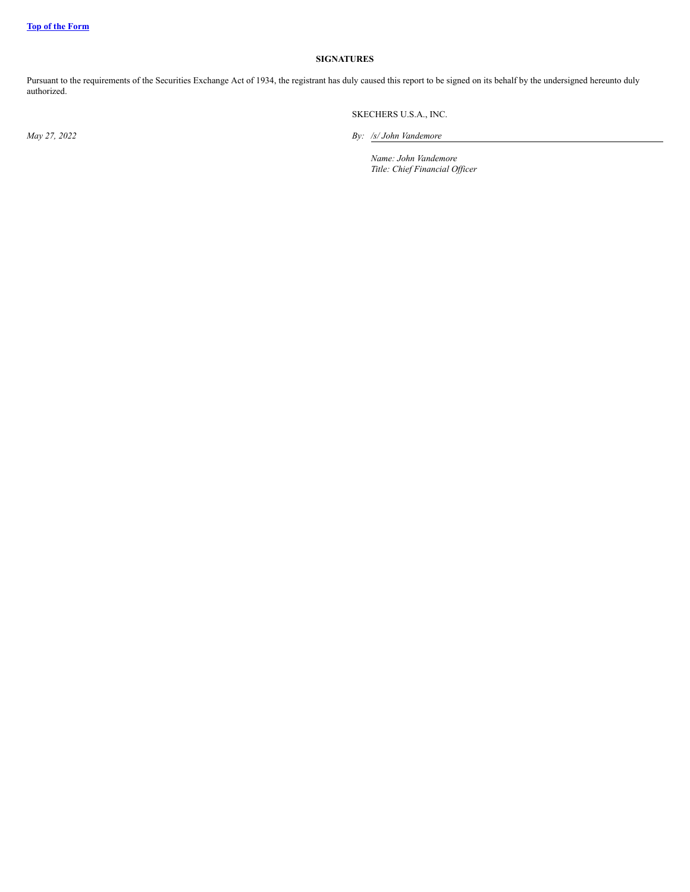[Top of the Form]

**SIGNATURES**

Pursuant to the requirements of the Securities Exchange Act of 1934, the registrant has duly caused this report to be signed on its behalf by the undersigned hereunto duly authorized.

| | |
|---|---|
| | SKECHERS U.S.A., INC. |
| *May 27, 2022* | *By: /s/ John Vandemore* |
| | *Name: John Vandemore* |
| | *Title: Chief Financial Officer* |